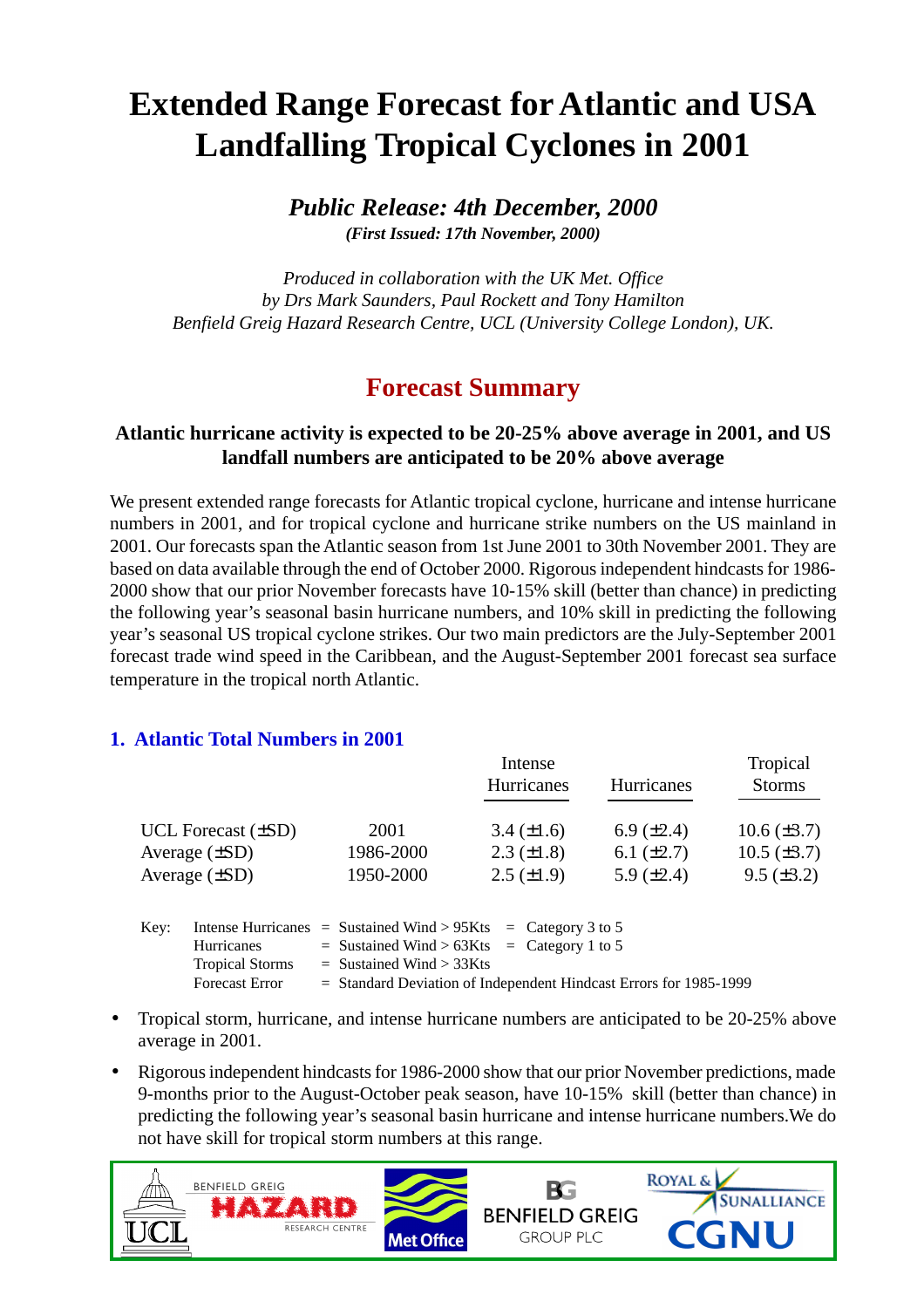# Extended Range Forecast for Atlantic and USA Landfalling Tropical Cyclones in 2001

***Public Release: 4th December, 2000***

***(First Issued: 17th November, 2000)***

*Produced in collaboration with the UK Met. Office*
*by Drs Mark Saunders, Paul Rockett and Tony Hamilton*
*Benfield Greig Hazard Research Centre, UCL (University College London), UK.*

## Forecast Summary

**Atlantic hurricane activity is expected to be 20-25% above average in 2001, and US landfall numbers are anticipated to be 20% above average**

We present extended range forecasts for Atlantic tropical cyclone, hurricane and intense hurricane numbers in 2001, and for tropical cyclone and hurricane strike numbers on the US mainland in 2001. Our forecasts span the Atlantic season from 1st June 2001 to 30th November 2001. They are based on data available through the end of October 2000. Rigorous independent hindcasts for 1986-2000 show that our prior November forecasts have 10-15% skill (better than chance) in predicting the following year's seasonal basin hurricane numbers, and 10% skill in predicting the following year's seasonal US tropical cyclone strikes. Our two main predictors are the July-September 2001 forecast trade wind speed in the Caribbean, and the August-September 2001 forecast sea surface temperature in the tropical north Atlantic.

### 1. Atlantic Total Numbers in 2001

| | | Intense Hurricanes | Hurricanes | Tropical Storms |
|---|---|---|---|---|
| UCL Forecast (±SD) | 2001 | 3.4 (±1.6) | 6.9 (±2.4) | 10.6 (±3.7) |
| Average (±SD) | 1986-2000 | 2.3 (±1.8) | 6.1 (±2.7) | 10.5 (±3.7) |
| Average (±SD) | 1950-2000 | 2.5 (±1.9) | 5.9 (±2.4) | 9.5 (±3.2) |

Key:
- Intense Hurricanes = Sustained Wind > 95Kts = Category 3 to 5
- Hurricanes = Sustained Wind > 63Kts = Category 1 to 5
- Tropical Storms = Sustained Wind > 33Kts
- Forecast Error = Standard Deviation of Independent Hindcast Errors for 1985-1999

- Tropical storm, hurricane, and intense hurricane numbers are anticipated to be 20-25% above average in 2001.
- Rigorous independent hindcasts for 1986-2000 show that our prior November predictions, made 9-months prior to the August-October peak season, have 10-15% skill (better than chance) in predicting the following year's seasonal basin hurricane and intense hurricane numbers.We do not have skill for tropical storm numbers at this range.

UCL BENFIELD GREIG HAZARD RESEARCH CENTRE | Met Office | BENFIELD GREIG GROUP PLC | ROYAL & SUNALLIANCE | CGNU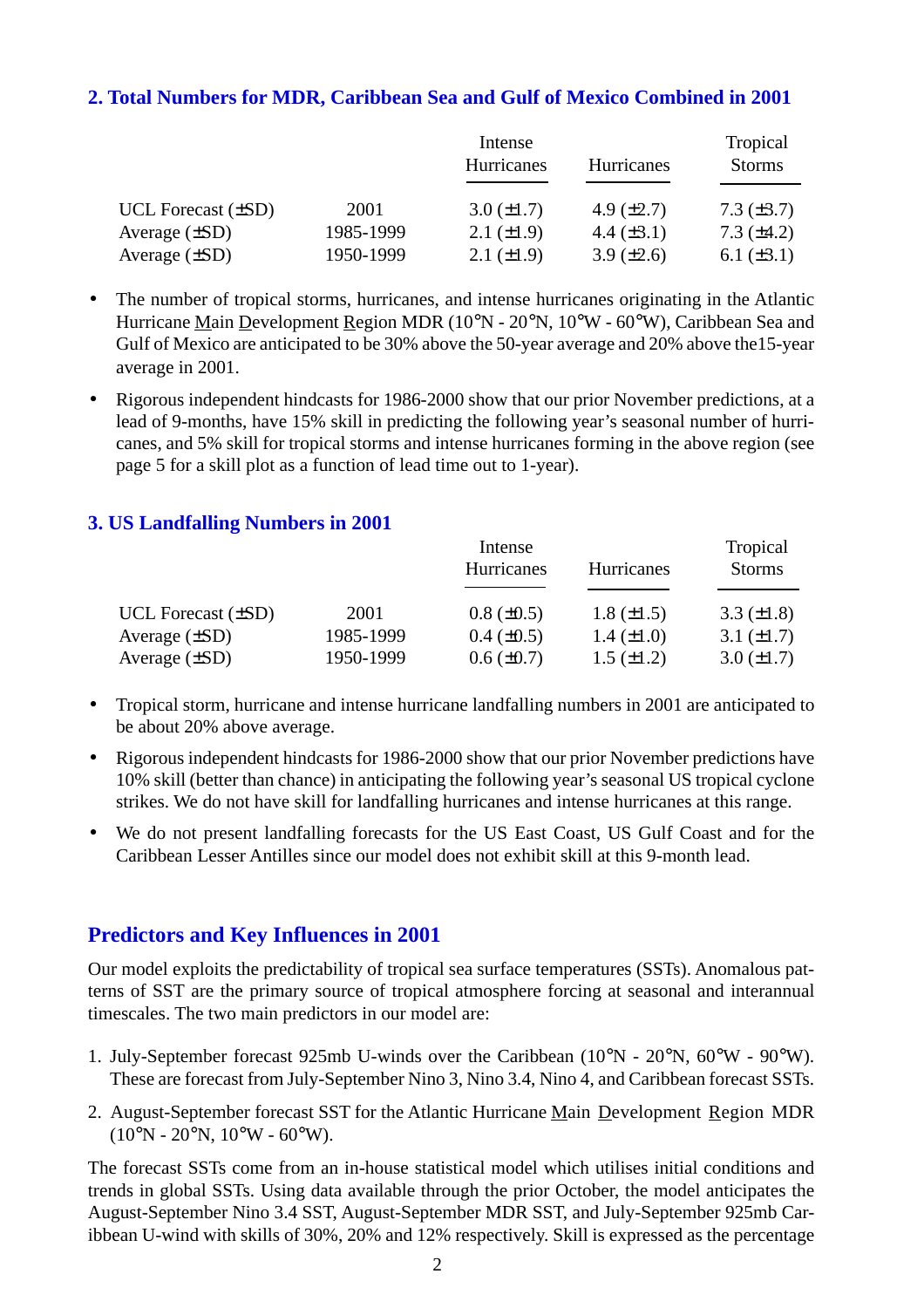## 2. Total Numbers for MDR, Caribbean Sea and Gulf of Mexico Combined in 2001

| | | Intense Hurricanes | Hurricanes | Tropical Storms |
|---|---|---|---|---|
| UCL Forecast (±SD) | 2001 | 3.0 (±1.7) | 4.9 (±2.7) | 7.3 (±3.7) |
| Average (±SD) | 1985-1999 | 2.1 (±1.9) | 4.4 (±3.1) | 7.3 (±4.2) |
| Average (±SD) | 1950-1999 | 2.1 (±1.9) | 3.9 (±2.6) | 6.1 (±3.1) |

- The number of tropical storms, hurricanes, and intense hurricanes originating in the Atlantic Hurricane Main Development Region MDR (10°N - 20°N, 10°W - 60°W), Caribbean Sea and Gulf of Mexico are anticipated to be 30% above the 50-year average and 20% above the15-year average in 2001.
- Rigorous independent hindcasts for 1986-2000 show that our prior November predictions, at a lead of 9-months, have 15% skill in predicting the following year's seasonal number of hurricanes, and 5% skill for tropical storms and intense hurricanes forming in the above region (see page 5 for a skill plot as a function of lead time out to 1-year).

## 3. US Landfalling Numbers in 2001

| | | Intense Hurricanes | Hurricanes | Tropical Storms |
|---|---|---|---|---|
| UCL Forecast (±SD) | 2001 | 0.8 (±0.5) | 1.8 (±1.5) | 3.3 (±1.8) |
| Average (±SD) | 1985-1999 | 0.4 (±0.5) | 1.4 (±1.0) | 3.1 (±1.7) |
| Average (±SD) | 1950-1999 | 0.6 (±0.7) | 1.5 (±1.2) | 3.0 (±1.7) |

- Tropical storm, hurricane and intense hurricane landfalling numbers in 2001 are anticipated to be about 20% above average.
- Rigorous independent hindcasts for 1986-2000 show that our prior November predictions have 10% skill (better than chance) in anticipating the following year's seasonal US tropical cyclone strikes. We do not have skill for landfalling hurricanes and intense hurricanes at this range.
- We do not present landfalling forecasts for the US East Coast, US Gulf Coast and for the Caribbean Lesser Antilles since our model does not exhibit skill at this 9-month lead.

## Predictors and Key Influences in 2001

Our model exploits the predictability of tropical sea surface temperatures (SSTs). Anomalous patterns of SST are the primary source of tropical atmosphere forcing at seasonal and interannual timescales. The two main predictors in our model are:

1. July-September forecast 925mb U-winds over the Caribbean (10°N - 20°N, 60°W - 90°W). These are forecast from July-September Nino 3, Nino 3.4, Nino 4, and Caribbean forecast SSTs.
2. August-September forecast SST for the Atlantic Hurricane Main Development Region MDR (10°N - 20°N, 10°W - 60°W).

The forecast SSTs come from an in-house statistical model which utilises initial conditions and trends in global SSTs. Using data available through the prior October, the model anticipates the August-September Nino 3.4 SST, August-September MDR SST, and July-September 925mb Caribbean U-wind with skills of 30%, 20% and 12% respectively. Skill is expressed as the percentage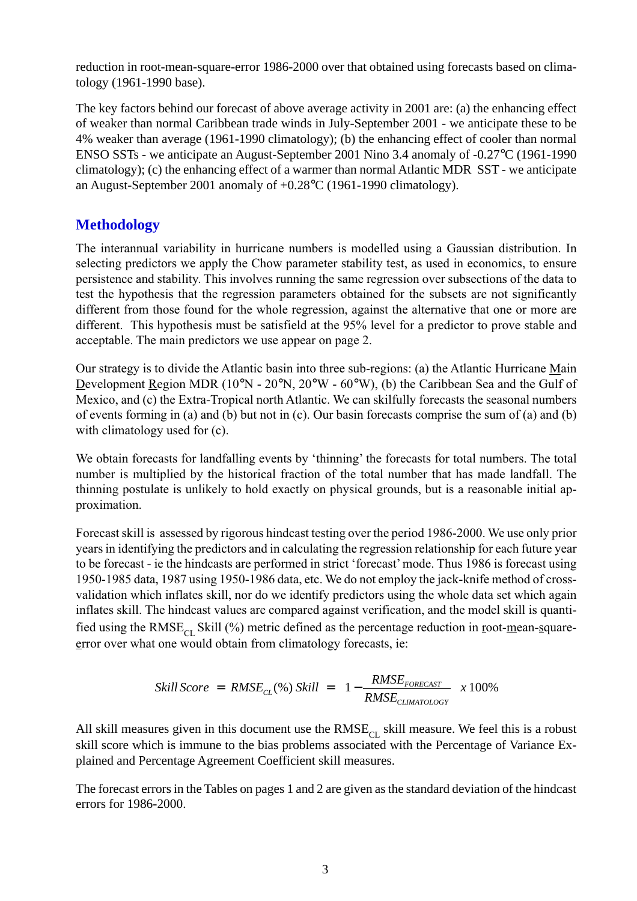reduction in root-mean-square-error 1986-2000 over that obtained using forecasts based on climatology (1961-1990 base).

The key factors behind our forecast of above average activity in 2001 are: (a) the enhancing effect of weaker than normal Caribbean trade winds in July-September 2001 - we anticipate these to be 4% weaker than average (1961-1990 climatology); (b) the enhancing effect of cooler than normal ENSO SSTs - we anticipate an August-September 2001 Nino 3.4 anomaly of -0.27°C (1961-1990 climatology); (c) the enhancing effect of a warmer than normal Atlantic MDR SST - we anticipate an August-September 2001 anomaly of +0.28°C (1961-1990 climatology).

## Methodology

The interannual variability in hurricane numbers is modelled using a Gaussian distribution. In selecting predictors we apply the Chow parameter stability test, as used in economics, to ensure persistence and stability. This involves running the same regression over subsections of the data to test the hypothesis that the regression parameters obtained for the subsets are not significantly different from those found for the whole regression, against the alternative that one or more are different. This hypothesis must be satisfield at the 95% level for a predictor to prove stable and acceptable. The main predictors we use appear on page 2.

Our strategy is to divide the Atlantic basin into three sub-regions: (a) the Atlantic Hurricane Main Development Region MDR (10°N - 20°N, 20°W - 60°W), (b) the Caribbean Sea and the Gulf of Mexico, and (c) the Extra-Tropical north Atlantic. We can skilfully forecasts the seasonal numbers of events forming in (a) and (b) but not in (c). Our basin forecasts comprise the sum of (a) and (b) with climatology used for (c).

We obtain forecasts for landfalling events by 'thinning' the forecasts for total numbers. The total number is multiplied by the historical fraction of the total number that has made landfall. The thinning postulate is unlikely to hold exactly on physical grounds, but is a reasonable initial approximation.

Forecast skill is assessed by rigorous hindcast testing over the period 1986-2000. We use only prior years in identifying the predictors and in calculating the regression relationship for each future year to be forecast - ie the hindcasts are performed in strict 'forecast' mode. Thus 1986 is forecast using 1950-1985 data, 1987 using 1950-1986 data, etc. We do not employ the jack-knife method of cross-validation which inflates skill, nor do we identify predictors using the whole data set which again inflates skill. The hindcast values are compared against verification, and the model skill is quantified using the $RMSE_{CL}$ Skill (%) metric defined as the percentage reduction in root-mean-square-error over what one would obtain from climatology forecasts, ie:

$$Skill\,Score \;=\; RMSE_{CL}(\%)\,Skill \;=\; 1 - \frac{RMSE_{FORECAST}}{RMSE_{CLIMATOLOGY}} \;\; x\,100\%$$

All skill measures given in this document use the $RMSE_{CL}$ skill measure. We feel this is a robust skill score which is immune to the bias problems associated with the Percentage of Variance Explained and Percentage Agreement Coefficient skill measures.

The forecast errors in the Tables on pages 1 and 2 are given as the standard deviation of the hindcast errors for 1986-2000.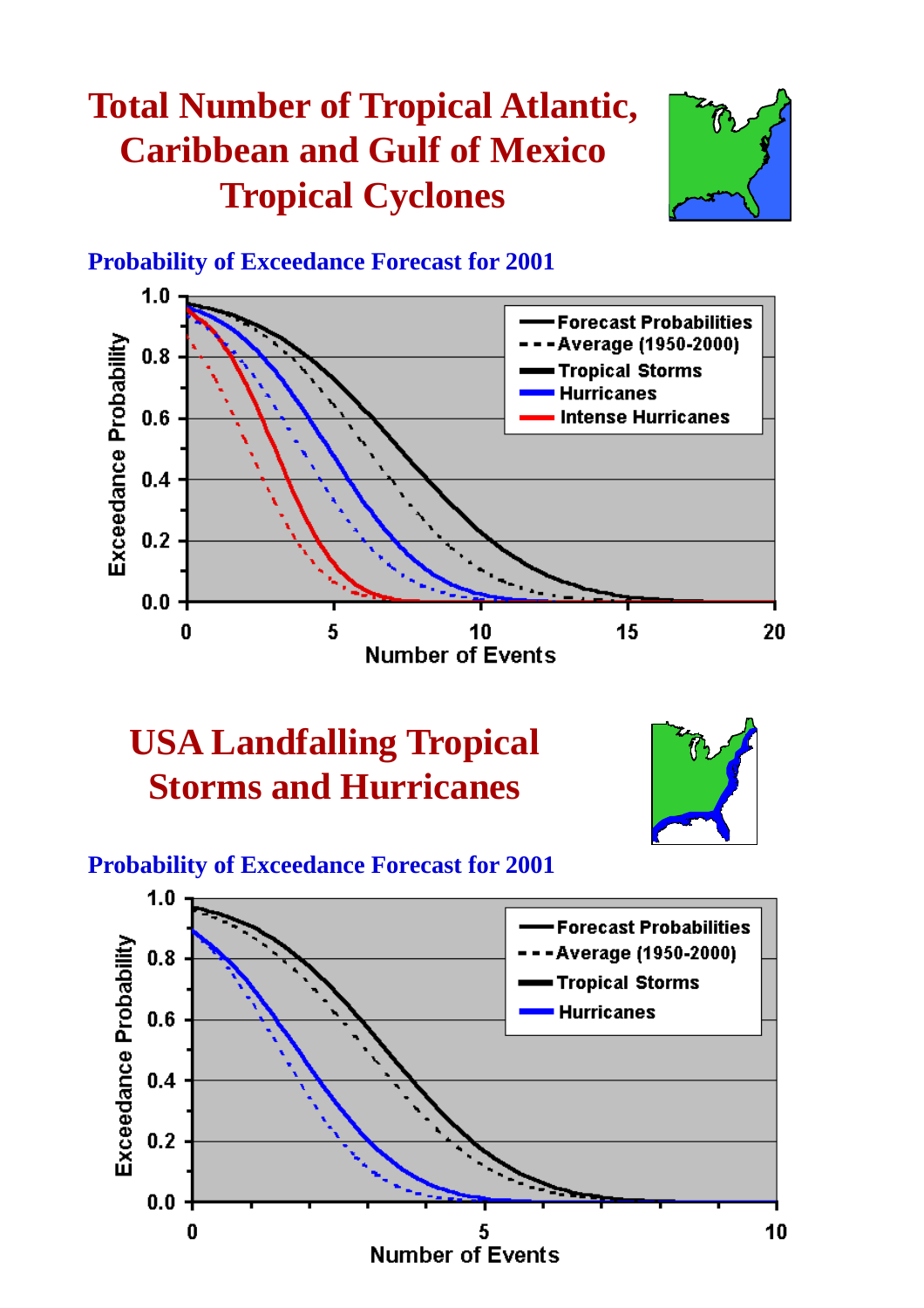# Total Number of Tropical Atlantic, Caribbean and Gulf of Mexico Tropical Cyclones

**Probability of Exceedance Forecast for 2001**

# USA Landfalling Tropical Storms and Hurricanes

**Probability of Exceedance Forecast for 2001**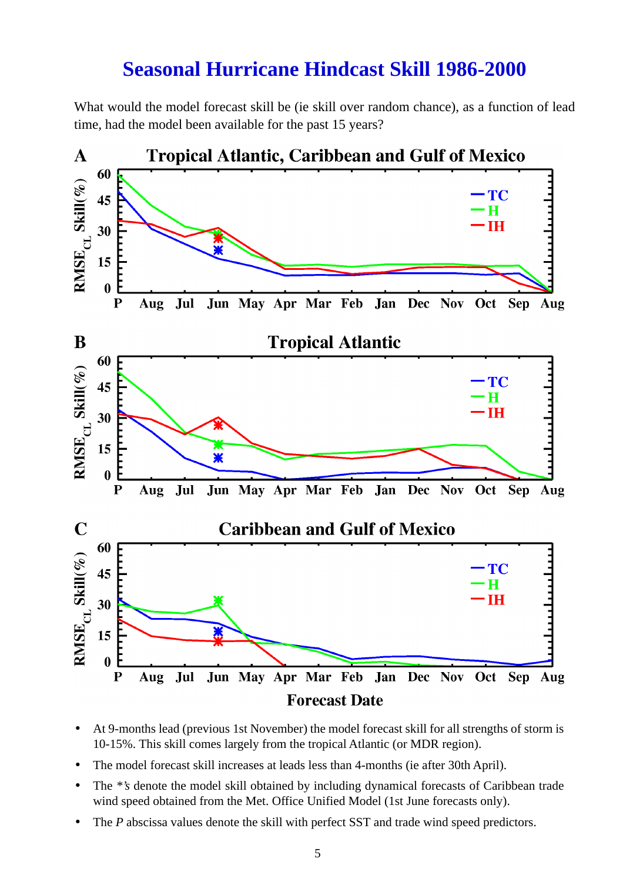# Seasonal Hurricane Hindcast Skill 1986-2000

What would the model forecast skill be (ie skill over random chance), as a function of lead time, had the model been available for the past 15 years?

- At 9-months lead (previous 1st November) the model forecast skill for all strengths of storm is 10-15%. This skill comes largely from the tropical Atlantic (or MDR region).
- The model forecast skill increases at leads less than 4-months (ie after 30th April).
- The *\*'s* denote the model skill obtained by including dynamical forecasts of Caribbean trade wind speed obtained from the Met. Office Unified Model (1st June forecasts only).
- The *P* abscissa values denote the skill with perfect SST and trade wind speed predictors.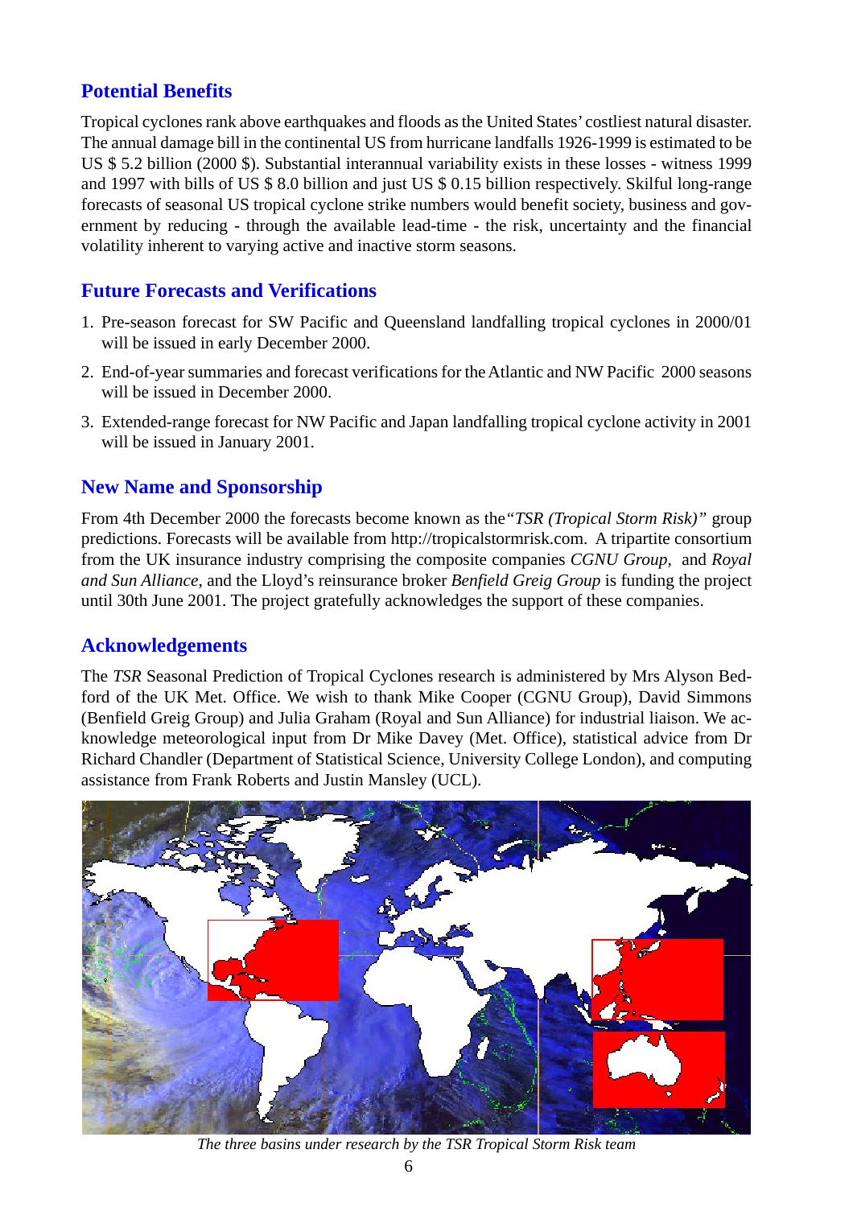## Potential Benefits

Tropical cyclones rank above earthquakes and floods as the United States' costliest natural disaster. The annual damage bill in the continental US from hurricane landfalls 1926-1999 is estimated to be US $ 5.2 billion (2000 $). Substantial interannual variability exists in these losses - witness 1999 and 1997 with bills of US $ 8.0 billion and just US $ 0.15 billion respectively. Skilful long-range forecasts of seasonal US tropical cyclone strike numbers would benefit society, business and government by reducing - through the available lead-time - the risk, uncertainty and the financial volatility inherent to varying active and inactive storm seasons.

## Future Forecasts and Verifications

1. Pre-season forecast for SW Pacific and Queensland landfalling tropical cyclones in 2000/01 will be issued in early December 2000.
2. End-of-year summaries and forecast verifications for the Atlantic and NW Pacific 2000 seasons will be issued in December 2000.
3. Extended-range forecast for NW Pacific and Japan landfalling tropical cyclone activity in 2001 will be issued in January 2001.

## New Name and Sponsorship

From 4th December 2000 the forecasts become known as the *"TSR (Tropical Storm Risk)"* group predictions. Forecasts will be available from http://tropicalstormrisk.com. A tripartite consortium from the UK insurance industry comprising the composite companies *CGNU Group*, and *Royal and Sun Alliance*, and the Lloyd's reinsurance broker *Benfield Greig Group* is funding the project until 30th June 2001. The project gratefully acknowledges the support of these companies.

## Acknowledgements

The *TSR* Seasonal Prediction of Tropical Cyclones research is administered by Mrs Alyson Bedford of the UK Met. Office. We wish to thank Mike Cooper (CGNU Group), David Simmons (Benfield Greig Group) and Julia Graham (Royal and Sun Alliance) for industrial liaison. We acknowledge meteorological input from Dr Mike Davey (Met. Office), statistical advice from Dr Richard Chandler (Department of Statistical Science, University College London), and computing assistance from Frank Roberts and Justin Mansley (UCL).

*The three basins under research by the TSR Tropical Storm Risk team*